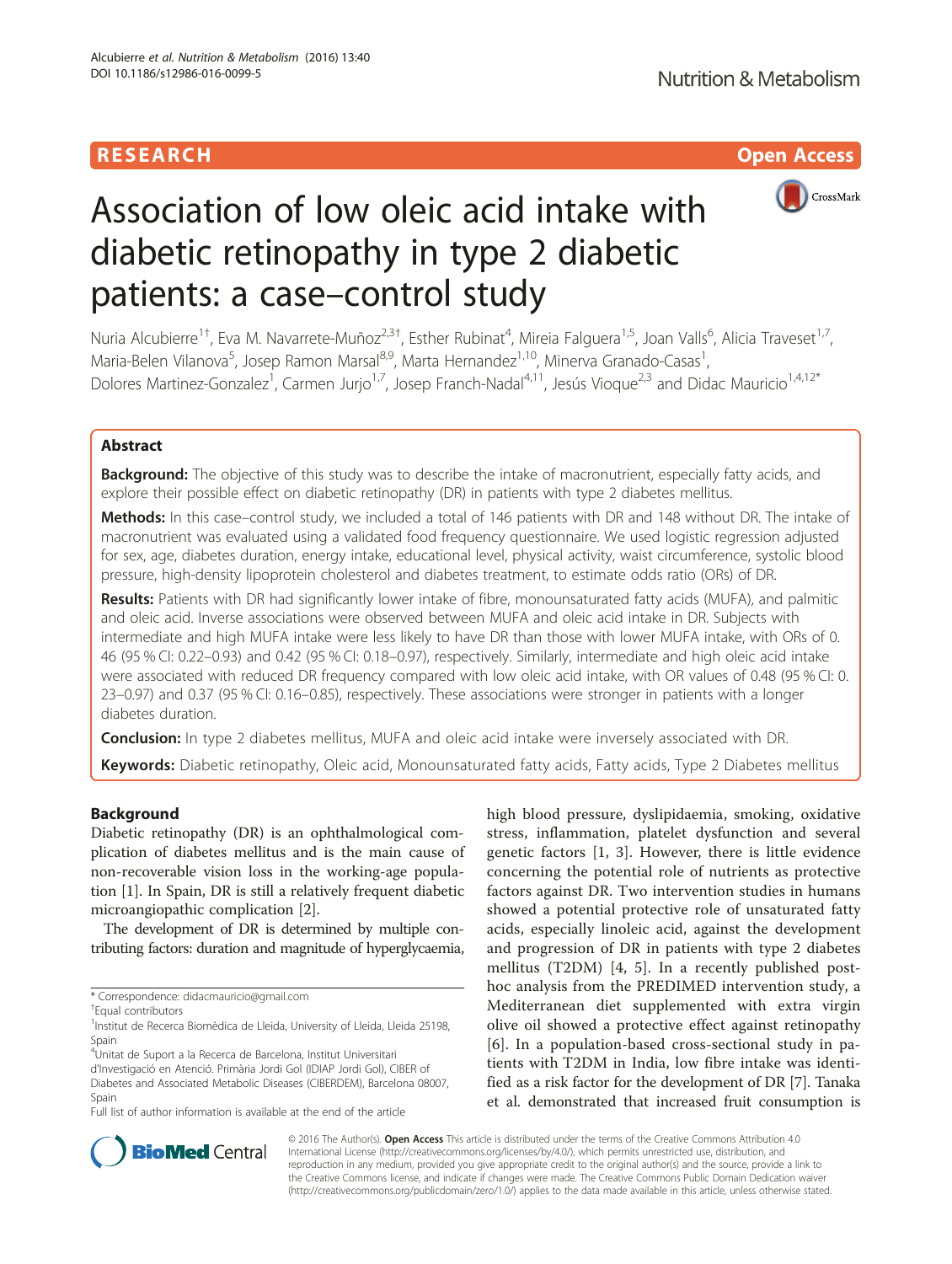RESEARCH Open Access

# Association of low oleic acid intake with diabetic retinopathy in type 2 diabetic patients: a case–control study

Nuria Alcubierre[1†], Eva M. Navarrete-Muñoz[2,3†], Esther Rubinat[4], Mireia Falguera[1,5], Joan Valls[6], Alicia Traveset[1,7], Maria-Belen Vilanova[5], Josep Ramon Marsal[8,9], Marta Hernandez[1,10], Minerva Granado-Casas[1], Dolores Martinez-Gonzalez[1], Carmen Jurjo[1,7], Josep Franch-Nadal[4,11], Jesús Vioque[2,3] and Didac Mauricio[1,4,12*]

## Abstract

**Background:** The objective of this study was to describe the intake of macronutrient, especially fatty acids, and explore their possible effect on diabetic retinopathy (DR) in patients with type 2 diabetes mellitus.

**Methods:** In this case–control study, we included a total of 146 patients with DR and 148 without DR. The intake of macronutrient was evaluated using a validated food frequency questionnaire. We used logistic regression adjusted for sex, age, diabetes duration, energy intake, educational level, physical activity, waist circumference, systolic blood pressure, high-density lipoprotein cholesterol and diabetes treatment, to estimate odds ratio (ORs) of DR.

**Results:** Patients with DR had significantly lower intake of fibre, monounsaturated fatty acids (MUFA), and palmitic and oleic acid. Inverse associations were observed between MUFA and oleic acid intake in DR. Subjects with intermediate and high MUFA intake were less likely to have DR than those with lower MUFA intake, with ORs of 0.46 (95 % CI: 0.22–0.93) and 0.42 (95 % CI: 0.18–0.97), respectively. Similarly, intermediate and high oleic acid intake were associated with reduced DR frequency compared with low oleic acid intake, with OR values of 0.48 (95 % CI: 0.23–0.97) and 0.37 (95 % CI: 0.16–0.85), respectively. These associations were stronger in patients with a longer diabetes duration.

**Conclusion:** In type 2 diabetes mellitus, MUFA and oleic acid intake were inversely associated with DR.

**Keywords:** Diabetic retinopathy, Oleic acid, Monounsaturated fatty acids, Fatty acids, Type 2 Diabetes mellitus

## Background

Diabetic retinopathy (DR) is an ophthalmological complication of diabetes mellitus and is the main cause of non-recoverable vision loss in the working-age population [1]. In Spain, DR is still a relatively frequent diabetic microangiopathic complication [2].

The development of DR is determined by multiple contributing factors: duration and magnitude of hyperglycaemia, high blood pressure, dyslipidaemia, smoking, oxidative stress, inflammation, platelet dysfunction and several genetic factors [1, 3]. However, there is little evidence concerning the potential role of nutrients as protective factors against DR. Two intervention studies in humans showed a potential protective role of unsaturated fatty acids, especially linoleic acid, against the development and progression of DR in patients with type 2 diabetes mellitus (T2DM) [4, 5]. In a recently published post-hoc analysis from the PREDIMED intervention study, a Mediterranean diet supplemented with extra virgin olive oil showed a protective effect against retinopathy [6]. In a population-based cross-sectional study in patients with T2DM in India, low fibre intake was identified as a risk factor for the development of DR [7]. Tanaka et al. demonstrated that increased fruit consumption is

\* Correspondence: didacmauricio@gmail.com

†Equal contributors

[1]Institut de Recerca Biomèdica de Lleida, University of Lleida, Lleida 25198, Spain

[4]Unitat de Suport a la Recerca de Barcelona, Institut Universitari d'Investigació en Atenció. Primària Jordi Gol (IDIAP Jordi Gol), CIBER of Diabetes and Associated Metabolic Diseases (CIBERDEM), Barcelona 08007, Spain

Full list of author information is available at the end of the article

© 2016 The Author(s). **Open Access** This article is distributed under the terms of the Creative Commons Attribution 4.0 International License (http://creativecommons.org/licenses/by/4.0/), which permits unrestricted use, distribution, and reproduction in any medium, provided you give appropriate credit to the original author(s) and the source, provide a link to the Creative Commons license, and indicate if changes were made. The Creative Commons Public Domain Dedication waiver (http://creativecommons.org/publicdomain/zero/1.0/) applies to the data made available in this article, unless otherwise stated.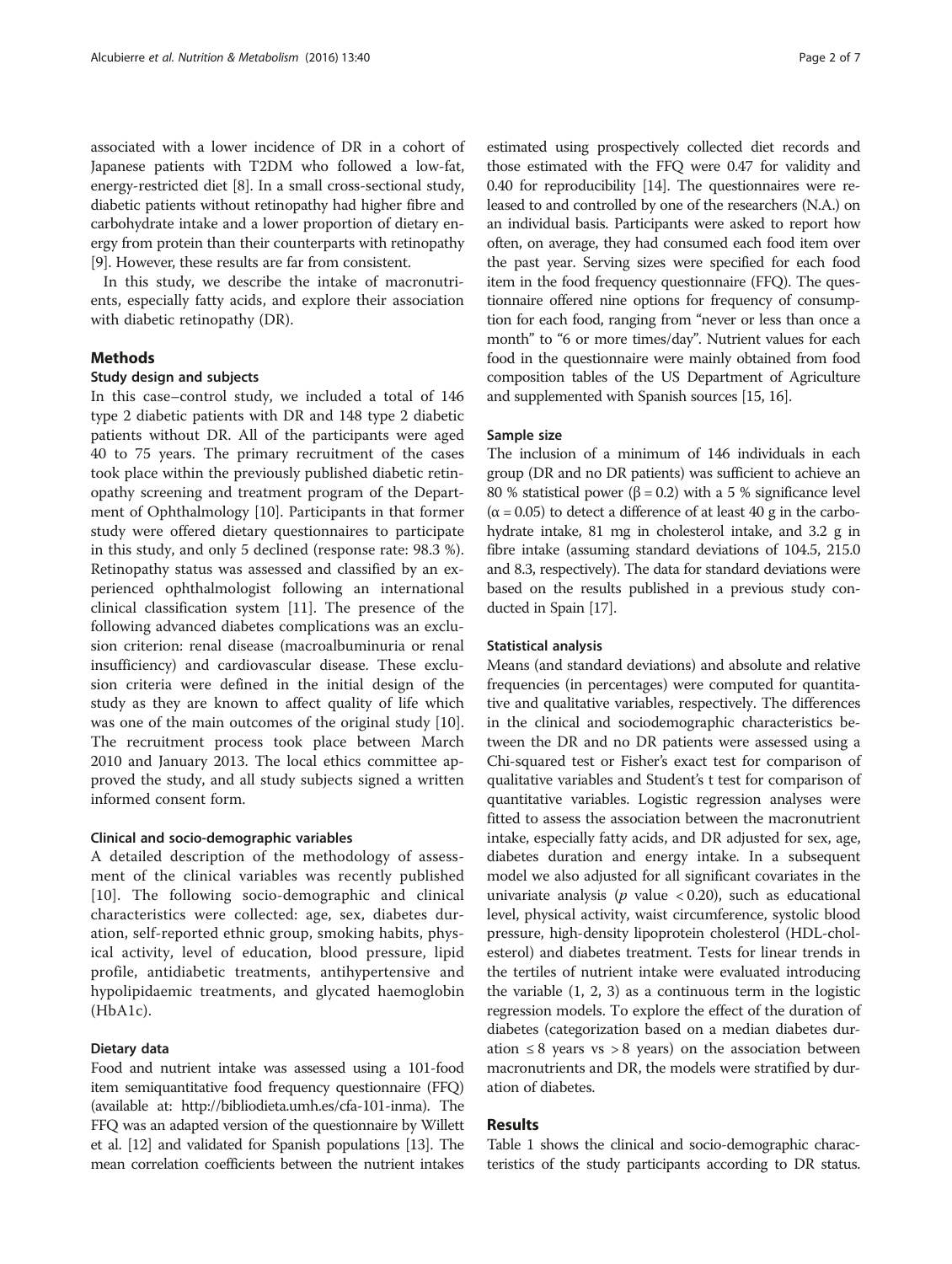associated with a lower incidence of DR in a cohort of Japanese patients with T2DM who followed a low-fat, energy-restricted diet [8]. In a small cross-sectional study, diabetic patients without retinopathy had higher fibre and carbohydrate intake and a lower proportion of dietary energy from protein than their counterparts with retinopathy [9]. However, these results are far from consistent.

In this study, we describe the intake of macronutrients, especially fatty acids, and explore their association with diabetic retinopathy (DR).

## Methods

### Study design and subjects

In this case–control study, we included a total of 146 type 2 diabetic patients with DR and 148 type 2 diabetic patients without DR. All of the participants were aged 40 to 75 years. The primary recruitment of the cases took place within the previously published diabetic retinopathy screening and treatment program of the Department of Ophthalmology [10]. Participants in that former study were offered dietary questionnaires to participate in this study, and only 5 declined (response rate: 98.3 %). Retinopathy status was assessed and classified by an experienced ophthalmologist following an international clinical classification system [11]. The presence of the following advanced diabetes complications was an exclusion criterion: renal disease (macroalbuminuria or renal insufficiency) and cardiovascular disease. These exclusion criteria were defined in the initial design of the study as they are known to affect quality of life which was one of the main outcomes of the original study [10]. The recruitment process took place between March 2010 and January 2013. The local ethics committee approved the study, and all study subjects signed a written informed consent form.

### Clinical and socio-demographic variables

A detailed description of the methodology of assessment of the clinical variables was recently published [10]. The following socio-demographic and clinical characteristics were collected: age, sex, diabetes duration, self-reported ethnic group, smoking habits, physical activity, level of education, blood pressure, lipid profile, antidiabetic treatments, antihypertensive and hypolipidaemic treatments, and glycated haemoglobin (HbA1c).

### Dietary data

Food and nutrient intake was assessed using a 101-food item semiquantitative food frequency questionnaire (FFQ) (available at: http://bibliodieta.umh.es/cfa-101-inma). The FFQ was an adapted version of the questionnaire by Willett et al. [12] and validated for Spanish populations [13]. The mean correlation coefficients between the nutrient intakes estimated using prospectively collected diet records and those estimated with the FFQ were 0.47 for validity and 0.40 for reproducibility [14]. The questionnaires were released to and controlled by one of the researchers (N.A.) on an individual basis. Participants were asked to report how often, on average, they had consumed each food item over the past year. Serving sizes were specified for each food item in the food frequency questionnaire (FFQ). The questionnaire offered nine options for frequency of consumption for each food, ranging from "never or less than once a month" to "6 or more times/day". Nutrient values for each food in the questionnaire were mainly obtained from food composition tables of the US Department of Agriculture and supplemented with Spanish sources [15, 16].

### Sample size

The inclusion of a minimum of 146 individuals in each group (DR and no DR patients) was sufficient to achieve an 80 % statistical power ($\beta = 0.2$) with a 5 % significance level ($\alpha = 0.05$) to detect a difference of at least 40 g in the carbohydrate intake, 81 mg in cholesterol intake, and 3.2 g in fibre intake (assuming standard deviations of 104.5, 215.0 and 8.3, respectively). The data for standard deviations were based on the results published in a previous study conducted in Spain [17].

### Statistical analysis

Means (and standard deviations) and absolute and relative frequencies (in percentages) were computed for quantitative and qualitative variables, respectively. The differences in the clinical and sociodemographic characteristics between the DR and no DR patients were assessed using a Chi-squared test or Fisher's exact test for comparison of qualitative variables and Student's t test for comparison of quantitative variables. Logistic regression analyses were fitted to assess the association between the macronutrient intake, especially fatty acids, and DR adjusted for sex, age, diabetes duration and energy intake. In a subsequent model we also adjusted for all significant covariates in the univariate analysis ($p$ value $< 0.20$), such as educational level, physical activity, waist circumference, systolic blood pressure, high-density lipoprotein cholesterol (HDL-cholesterol) and diabetes treatment. Tests for linear trends in the tertiles of nutrient intake were evaluated introducing the variable (1, 2, 3) as a continuous term in the logistic regression models. To explore the effect of the duration of diabetes (categorization based on a median diabetes duration $\leq 8$ years vs $> 8$ years) on the association between macronutrients and DR, the models were stratified by duration of diabetes.

## Results

Table 1 shows the clinical and socio-demographic characteristics of the study participants according to DR status.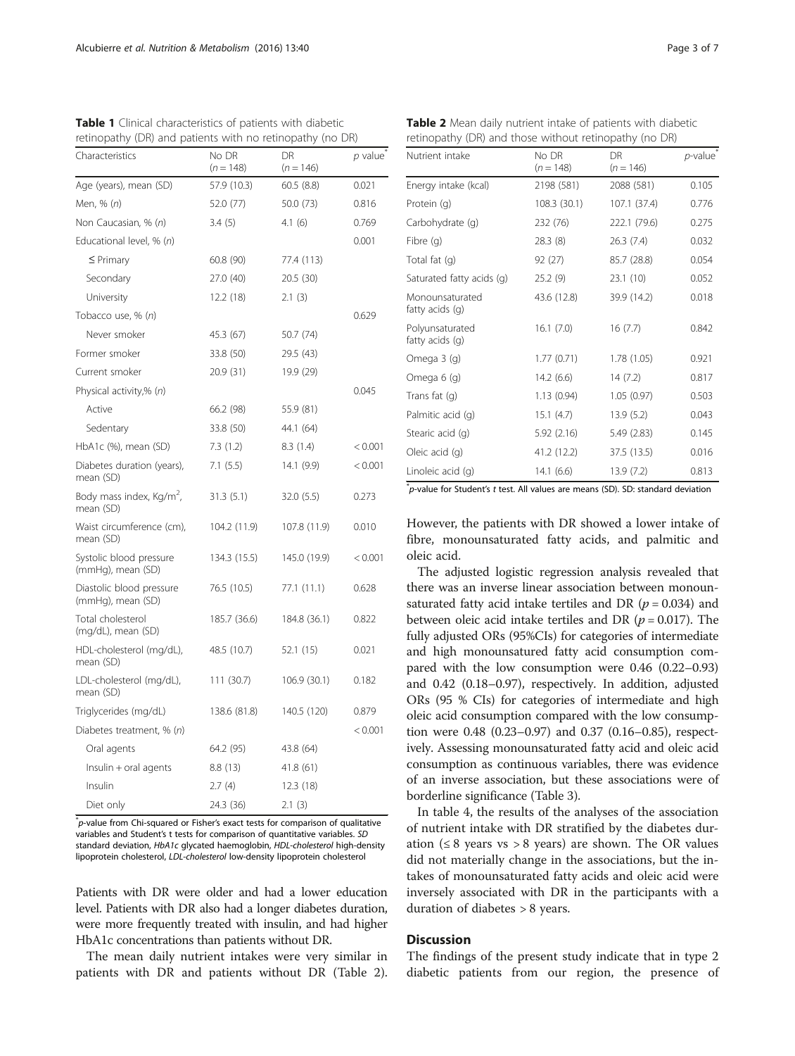**Table 1** Clinical characteristics of patients with diabetic retinopathy (DR) and patients with no retinopathy (no DR)

| Characteristics | No DR ($n = 148$) | DR ($n = 146$) | *p* value* |
|---|---|---|---|
| Age (years), mean (SD) | 57.9 (10.3) | 60.5 (8.8) | 0.021 |
| Men, % (*n*) | 52.0 (77) | 50.0 (73) | 0.816 |
| Non Caucasian, % (*n*) | 3.4 (5) | 4.1 (6) | 0.769 |
| Educational level, % (*n*) | | | 0.001 |
| ≤ Primary | 60.8 (90) | 77.4 (113) | |
| Secondary | 27.0 (40) | 20.5 (30) | |
| University | 12.2 (18) | 2.1 (3) | |
| Tobacco use, % (*n*) | | | 0.629 |
| Never smoker | 45.3 (67) | 50.7 (74) | |
| Former smoker | 33.8 (50) | 29.5 (43) | |
| Current smoker | 20.9 (31) | 19.9 (29) | |
| Physical activity,% (*n*) | | | 0.045 |
| Active | 66.2 (98) | 55.9 (81) | |
| Sedentary | 33.8 (50) | 44.1 (64) | |
| HbA1c (%), mean (SD) | 7.3 (1.2) | 8.3 (1.4) | < 0.001 |
| Diabetes duration (years), mean (SD) | 7.1 (5.5) | 14.1 (9.9) | < 0.001 |
| Body mass index, Kg/m$^2$, mean (SD) | 31.3 (5.1) | 32.0 (5.5) | 0.273 |
| Waist circumference (cm), mean (SD) | 104.2 (11.9) | 107.8 (11.9) | 0.010 |
| Systolic blood pressure (mmHg), mean (SD) | 134.3 (15.5) | 145.0 (19.9) | < 0.001 |
| Diastolic blood pressure (mmHg), mean (SD) | 76.5 (10.5) | 77.1 (11.1) | 0.628 |
| Total cholesterol (mg/dL), mean (SD) | 185.7 (36.6) | 184.8 (36.1) | 0.822 |
| HDL-cholesterol (mg/dL), mean (SD) | 48.5 (10.7) | 52.1 (15) | 0.021 |
| LDL-cholesterol (mg/dL), mean (SD) | 111 (30.7) | 106.9 (30.1) | 0.182 |
| Triglycerides (mg/dL) | 138.6 (81.8) | 140.5 (120) | 0.879 |
| Diabetes treatment, % (*n*) | | | < 0.001 |
| Oral agents | 64.2 (95) | 43.8 (64) | |
| Insulin + oral agents | 8.8 (13) | 41.8 (61) | |
| Insulin | 2.7 (4) | 12.3 (18) | |
| Diet only | 24.3 (36) | 2.1 (3) | |

*p-value from Chi-squared or Fisher's exact tests for comparison of qualitative variables and Student's t tests for comparison of quantitative variables. *SD* standard deviation, *HbA1c* glycated haemoglobin, *HDL-cholesterol* high-density lipoprotein cholesterol, *LDL-cholesterol* low-density lipoprotein cholesterol

Patients with DR were older and had a lower education level. Patients with DR also had a longer diabetes duration, were more frequently treated with insulin, and had higher HbA1c concentrations than patients without DR.

The mean daily nutrient intakes were very similar in patients with DR and patients without DR (Table 2). However, the patients with DR showed a lower intake of fibre, monounsaturated fatty acids, and palmitic and oleic acid.

**Table 2** Mean daily nutrient intake of patients with diabetic retinopathy (DR) and those without retinopathy (no DR)

| Nutrient intake | No DR ($n = 148$) | DR ($n = 146$) | *p*-value* |
|---|---|---|---|
| Energy intake (kcal) | 2198 (581) | 2088 (581) | 0.105 |
| Protein (g) | 108.3 (30.1) | 107.1 (37.4) | 0.776 |
| Carbohydrate (g) | 232 (76) | 222.1 (79.6) | 0.275 |
| Fibre (g) | 28.3 (8) | 26.3 (7.4) | 0.032 |
| Total fat (g) | 92 (27) | 85.7 (28.8) | 0.054 |
| Saturated fatty acids (g) | 25.2 (9) | 23.1 (10) | 0.052 |
| Monounsaturated fatty acids (g) | 43.6 (12.8) | 39.9 (14.2) | 0.018 |
| Polyunsaturated fatty acids (g) | 16.1 (7.0) | 16 (7.7) | 0.842 |
| Omega 3 (g) | 1.77 (0.71) | 1.78 (1.05) | 0.921 |
| Omega 6 (g) | 14.2 (6.6) | 14 (7.2) | 0.817 |
| Trans fat (g) | 1.13 (0.94) | 1.05 (0.97) | 0.503 |
| Palmitic acid (g) | 15.1 (4.7) | 13.9 (5.2) | 0.043 |
| Stearic acid (g) | 5.92 (2.16) | 5.49 (2.83) | 0.145 |
| Oleic acid (g) | 41.2 (12.2) | 37.5 (13.5) | 0.016 |
| Linoleic acid (g) | 14.1 (6.6) | 13.9 (7.2) | 0.813 |

*p-value for Student's *t* test. All values are means (SD). SD: standard deviation

The adjusted logistic regression analysis revealed that there was an inverse linear association between monounsaturated fatty acid intake tertiles and DR ($p = 0.034$) and between oleic acid intake tertiles and DR ($p = 0.017$). The fully adjusted ORs (95%CIs) for categories of intermediate and high monounsatured fatty acid consumption compared with the low consumption were 0.46 (0.22–0.93) and 0.42 (0.18–0.97), respectively. In addition, adjusted ORs (95 % CIs) for categories of intermediate and high oleic acid consumption compared with the low consumption were 0.48 (0.23–0.97) and 0.37 (0.16–0.85), respectively. Assessing monounsaturated fatty acid and oleic acid consumption as continuous variables, there was evidence of an inverse association, but these associations were of borderline significance (Table 3).

In table 4, the results of the analyses of the association of nutrient intake with DR stratified by the diabetes duration (≤ 8 years vs > 8 years) are shown. The OR values did not materially change in the associations, but the intakes of monounsaturated fatty acids and oleic acid were inversely associated with DR in the participants with a duration of diabetes > 8 years.

## Discussion

The findings of the present study indicate that in type 2 diabetic patients from our region, the presence of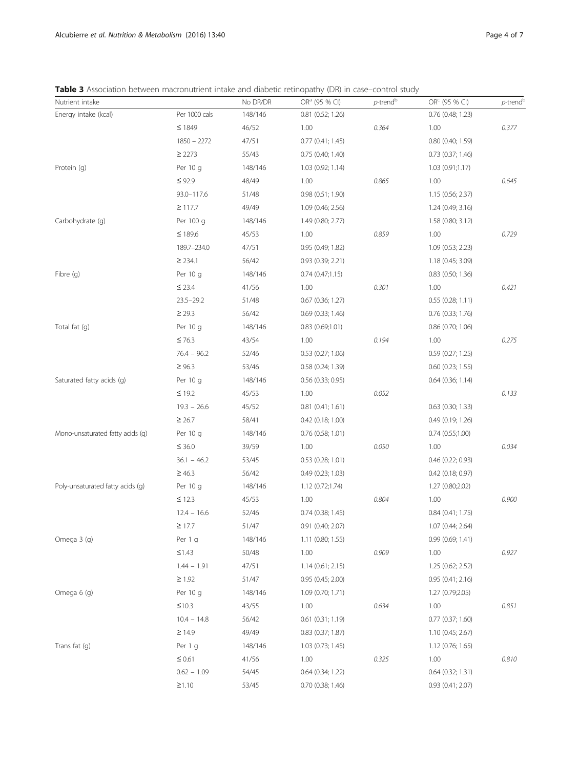**Table 3** Association between macronutrient intake and diabetic retinopathy (DR) in case–control study

| Nutrient intake | | No DR/DR | OR[a] (95 % CI) | *p*-trend[b] | OR[c] (95 % CI) | *p*-trend[b] |
|---|---|---|---|---|---|---|
| Energy intake (kcal) | Per 1000 cals | 148/146 | 0.81 (0.52; 1.26) | | 0.76 (0.48; 1.23) | |
| | ≤ 1849 | 46/52 | 1.00 | 0.364 | 1.00 | 0.377 |
| | 1850 – 2272 | 47/51 | 0.77 (0.41; 1.45) | | 0.80 (0.40; 1.59) | |
| | ≥ 2273 | 55/43 | 0.75 (0.40; 1.40) | | 0.73 (0.37; 1.46) | |
| Protein (g) | Per 10 g | 148/146 | 1.03 (0.92; 1.14) | | 1.03 (0.91;1.17) | |
| | ≤ 92.9 | 48/49 | 1.00 | 0.865 | 1.00 | 0.645 |
| | 93.0–117.6 | 51/48 | 0.98 (0.51; 1.90) | | 1.15 (0.56; 2.37) | |
| | ≥ 117.7 | 49/49 | 1.09 (0.46; 2.56) | | 1.24 (0.49; 3.16) | |
| Carbohydrate (g) | Per 100 g | 148/146 | 1.49 (0.80; 2.77) | | 1.58 (0.80; 3.12) | |
| | ≤ 189.6 | 45/53 | 1.00 | 0.859 | 1.00 | 0.729 |
| | 189.7–234.0 | 47/51 | 0.95 (0.49; 1.82) | | 1.09 (0.53; 2.23) | |
| | ≥ 234.1 | 56/42 | 0.93 (0.39; 2.21) | | 1.18 (0.45; 3.09) | |
| Fibre (g) | Per 10 g | 148/146 | 0.74 (0.47;1.15) | | 0.83 (0.50; 1.36) | |
| | ≤ 23.4 | 41/56 | 1.00 | 0.301 | 1.00 | 0.421 |
| | 23.5–29.2 | 51/48 | 0.67 (0.36; 1.27) | | 0.55 (0.28; 1.11) | |
| | ≥ 29.3 | 56/42 | 0.69 (0.33; 1.46) | | 0.76 (0.33; 1.76) | |
| Total fat (g) | Per 10 g | 148/146 | 0.83 (0.69;1.01) | | 0.86 (0.70; 1.06) | |
| | ≤ 76.3 | 43/54 | 1.00 | 0.194 | 1.00 | 0.275 |
| | 76.4 – 96.2 | 52/46 | 0.53 (0.27; 1.06) | | 0.59 (0.27; 1.25) | |
| | ≥ 96.3 | 53/46 | 0.58 (0.24; 1.39) | | 0.60 (0.23; 1.55) | |
| Saturated fatty acids (g) | Per 10 g | 148/146 | 0.56 (0.33; 0.95) | | 0.64 (0.36; 1.14) | |
| | ≤ 19.2 | 45/53 | 1.00 | 0.052 | | 0.133 |
| | 19.3 – 26.6 | 45/52 | 0.81 (0.41; 1.61) | | 0.63 (0.30; 1.33) | |
| | ≥ 26.7 | 58/41 | 0.42 (0.18; 1.00) | | 0.49 (0.19; 1.26) | |
| Mono-unsaturated fatty acids (g) | Per 10 g | 148/146 | 0.76 (0.58; 1.01) | | 0.74 (0.55;1.00) | |
| | ≤ 36.0 | 39/59 | 1.00 | 0.050 | 1.00 | 0.034 |
| | 36.1 – 46.2 | 53/45 | 0.53 (0.28; 1.01) | | 0.46 (0.22; 0.93) | |
| | ≥ 46.3 | 56/42 | 0.49 (0.23; 1.03) | | 0.42 (0.18; 0.97) | |
| Poly-unsaturated fatty acids (g) | Per 10 g | 148/146 | 1.12 (0.72;1.74) | | 1.27 (0.80;2.02) | |
| | ≤ 12.3 | 45/53 | 1.00 | 0.804 | 1.00 | 0.900 |
| | 12.4 – 16.6 | 52/46 | 0.74 (0.38; 1.45) | | 0.84 (0.41; 1.75) | |
| | ≥ 17.7 | 51/47 | 0.91 (0.40; 2.07) | | 1.07 (0.44; 2.64) | |
| Omega 3 (g) | Per 1 g | 148/146 | 1.11 (0.80; 1.55) | | 0.99 (0.69; 1.41) | |
| | ≤1.43 | 50/48 | 1.00 | 0.909 | 1.00 | 0.927 |
| | 1.44 – 1.91 | 47/51 | 1.14 (0.61; 2.15) | | 1.25 (0.62; 2.52) | |
| | ≥ 1.92 | 51/47 | 0.95 (0.45; 2.00) | | 0.95 (0.41; 2.16) | |
| Omega 6 (g) | Per 10 g | 148/146 | 1.09 (0.70; 1.71) | | 1.27 (0.79;2.05) | |
| | ≤10.3 | 43/55 | 1.00 | 0.634 | 1.00 | 0.851 |
| | 10.4 – 14.8 | 56/42 | 0.61 (0.31; 1.19) | | 0.77 (0.37; 1.60) | |
| | ≥ 14.9 | 49/49 | 0.83 (0.37; 1.87) | | 1.10 (0.45; 2.67) | |
| Trans fat (g) | Per 1 g | 148/146 | 1.03 (0.73; 1.45) | | 1.12 (0.76; 1.65) | |
| | ≤ 0.61 | 41/56 | 1.00 | 0.325 | 1.00 | 0.810 |
| | 0.62 – 1.09 | 54/45 | 0.64 (0.34; 1.22) | | 0.64 (0.32; 1.31) | |
| | ≥1.10 | 53/45 | 0.70 (0.38; 1.46) | | 0.93 (0.41; 2.07) | |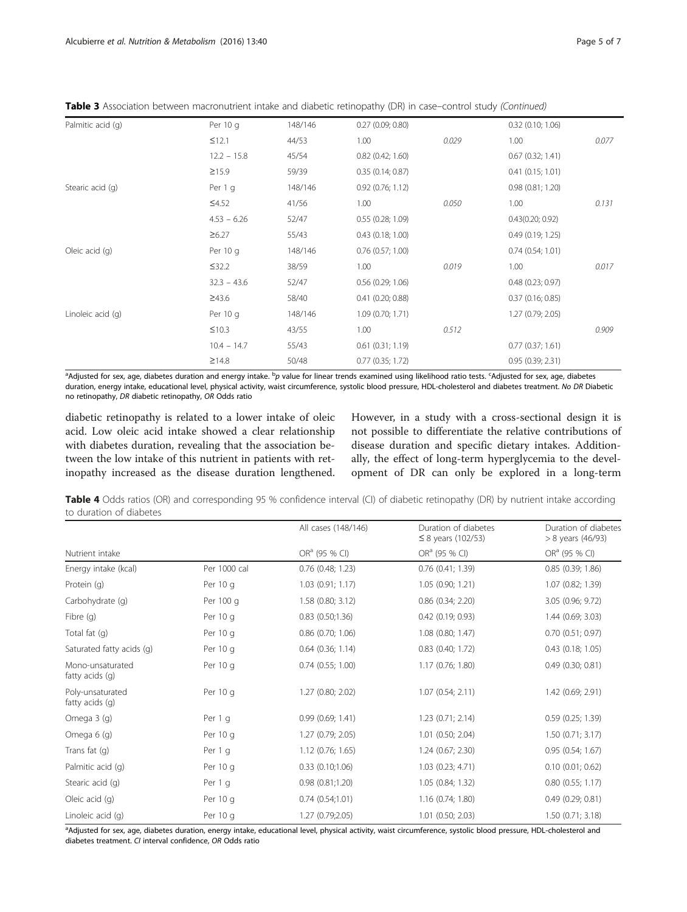**Table 3** Association between macronutrient intake and diabetic retinopathy (DR) in case–control study *(Continued)*

| | | | | | | |
|---|---|---|---|---|---|---|
| Palmitic acid (g) | Per 10 g | 148/146 | 0.27 (0.09; 0.80) | | 0.32 (0.10; 1.06) | |
| | ≤12.1 | 44/53 | 1.00 | 0.029 | 1.00 | 0.077 |
| | 12.2 – 15.8 | 45/54 | 0.82 (0.42; 1.60) | | 0.67 (0.32; 1.41) | |
| | ≥15.9 | 59/39 | 0.35 (0.14; 0.87) | | 0.41 (0.15; 1.01) | |
| Stearic acid (g) | Per 1 g | 148/146 | 0.92 (0.76; 1.12) | | 0.98 (0.81; 1.20) | |
| | ≤4.52 | 41/56 | 1.00 | 0.050 | 1.00 | 0.131 |
| | 4.53 – 6.26 | 52/47 | 0.55 (0.28; 1.09) | | 0.43(0.20; 0.92) | |
| | ≥6.27 | 55/43 | 0.43 (0.18; 1.00) | | 0.49 (0.19; 1.25) | |
| Oleic acid (g) | Per 10 g | 148/146 | 0.76 (0.57; 1.00) | | 0.74 (0.54; 1.01) | |
| | ≤32.2 | 38/59 | 1.00 | 0.019 | 1.00 | 0.017 |
| | 32.3 – 43.6 | 52/47 | 0.56 (0.29; 1.06) | | 0.48 (0.23; 0.97) | |
| | ≥43.6 | 58/40 | 0.41 (0.20; 0.88) | | 0.37 (0.16; 0.85) | |
| Linoleic acid (g) | Per 10 g | 148/146 | 1.09 (0.70; 1.71) | | 1.27 (0.79; 2.05) | |
| | ≤10.3 | 43/55 | 1.00 | 0.512 | | 0.909 |
| | 10.4 – 14.7 | 55/43 | 0.61 (0.31; 1.19) | | 0.77 (0.37; 1.61) | |
| | ≥14.8 | 50/48 | 0.77 (0.35; 1.72) | | 0.95 (0.39; 2.31) | |

[a]Adjusted for sex, age, diabetes duration and energy intake. [b]*p* value for linear trends examined using likelihood ratio tests. [c]Adjusted for sex, age, diabetes duration, energy intake, educational level, physical activity, waist circumference, systolic blood pressure, HDL-cholesterol and diabetes treatment. *No DR* Diabetic no retinopathy, *DR* diabetic retinopathy, *OR* Odds ratio

diabetic retinopathy is related to a lower intake of oleic acid. Low oleic acid intake showed a clear relationship with diabetes duration, revealing that the association between the low intake of this nutrient in patients with retinopathy increased as the disease duration lengthened. However, in a study with a cross-sectional design it is not possible to differentiate the relative contributions of disease duration and specific dietary intakes. Additionally, the effect of long-term hyperglycemia to the development of DR can only be explored in a long-term

**Table 4** Odds ratios (OR) and corresponding 95 % confidence interval (CI) of diabetic retinopathy (DR) by nutrient intake according to duration of diabetes

| | | All cases (148/146) | Duration of diabetes ≤ 8 years (102/53) | Duration of diabetes > 8 years (46/93) |
|---|---|---|---|---|
| Nutrient intake | | OR[a] (95 % CI) | OR[a] (95 % CI) | OR[a] (95 % CI) |
| Energy intake (kcal) | Per 1000 cal | 0.76 (0.48; 1.23) | 0.76 (0.41; 1.39) | 0.85 (0.39; 1.86) |
| Protein (g) | Per 10 g | 1.03 (0.91; 1.17) | 1.05 (0.90; 1.21) | 1.07 (0.82; 1.39) |
| Carbohydrate (g) | Per 100 g | 1.58 (0.80; 3.12) | 0.86 (0.34; 2.20) | 3.05 (0.96; 9.72) |
| Fibre (g) | Per 10 g | 0.83 (0.50;1.36) | 0.42 (0.19; 0.93) | 1.44 (0.69; 3.03) |
| Total fat (g) | Per 10 g | 0.86 (0.70; 1.06) | 1.08 (0.80; 1.47) | 0.70 (0.51; 0.97) |
| Saturated fatty acids (g) | Per 10 g | 0.64 (0.36; 1.14) | 0.83 (0.40; 1.72) | 0.43 (0.18; 1.05) |
| Mono-unsaturated fatty acids (g) | Per 10 g | 0.74 (0.55; 1.00) | 1.17 (0.76; 1.80) | 0.49 (0.30; 0.81) |
| Poly-unsaturated fatty acids (g) | Per 10 g | 1.27 (0.80; 2.02) | 1.07 (0.54; 2.11) | 1.42 (0.69; 2.91) |
| Omega 3 (g) | Per 1 g | 0.99 (0.69; 1.41) | 1.23 (0.71; 2.14) | 0.59 (0.25; 1.39) |
| Omega 6 (g) | Per 10 g | 1.27 (0.79; 2.05) | 1.01 (0.50; 2.04) | 1.50 (0.71; 3.17) |
| Trans fat (g) | Per 1 g | 1.12 (0.76; 1.65) | 1.24 (0.67; 2.30) | 0.95 (0.54; 1.67) |
| Palmitic acid (g) | Per 10 g | 0.33 (0.10;1.06) | 1.03 (0.23; 4.71) | 0.10 (0.01; 0.62) |
| Stearic acid (g) | Per 1 g | 0.98 (0.81;1.20) | 1.05 (0.84; 1.32) | 0.80 (0.55; 1.17) |
| Oleic acid (g) | Per 10 g | 0.74 (0.54;1.01) | 1.16 (0.74; 1.80) | 0.49 (0.29; 0.81) |
| Linoleic acid (g) | Per 10 g | 1.27 (0.79;2.05) | 1.01 (0.50; 2.03) | 1.50 (0.71; 3.18) |

[a]Adjusted for sex, age, diabetes duration, energy intake, educational level, physical activity, waist circumference, systolic blood pressure, HDL-cholesterol and diabetes treatment. *CI* interval confidence, *OR* Odds ratio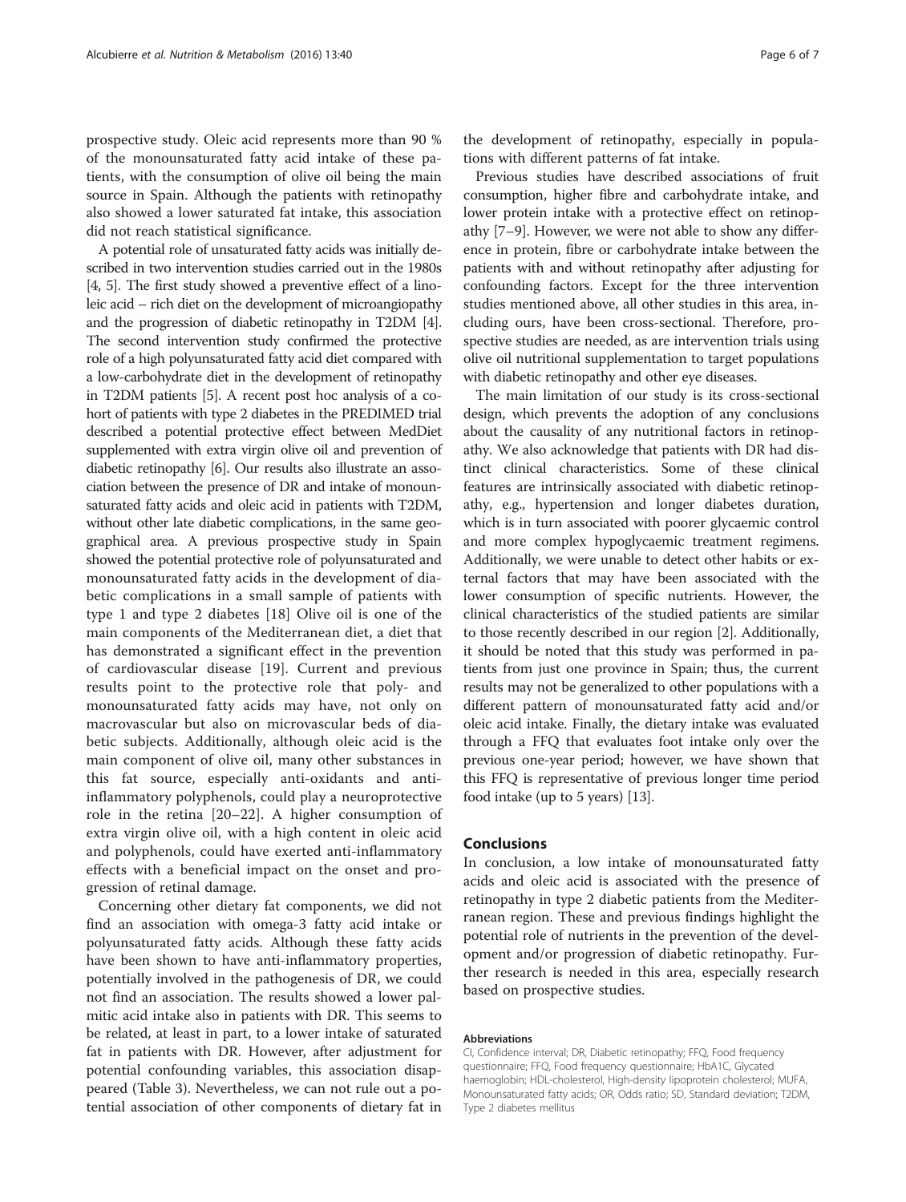prospective study. Oleic acid represents more than 90 % of the monounsaturated fatty acid intake of these patients, with the consumption of olive oil being the main source in Spain. Although the patients with retinopathy also showed a lower saturated fat intake, this association did not reach statistical significance.

A potential role of unsaturated fatty acids was initially described in two intervention studies carried out in the 1980s [4, 5]. The first study showed a preventive effect of a linoleic acid – rich diet on the development of microangiopathy and the progression of diabetic retinopathy in T2DM [4]. The second intervention study confirmed the protective role of a high polyunsaturated fatty acid diet compared with a low-carbohydrate diet in the development of retinopathy in T2DM patients [5]. A recent post hoc analysis of a cohort of patients with type 2 diabetes in the PREDIMED trial described a potential protective effect between MedDiet supplemented with extra virgin olive oil and prevention of diabetic retinopathy [6]. Our results also illustrate an association between the presence of DR and intake of monounsaturated fatty acids and oleic acid in patients with T2DM, without other late diabetic complications, in the same geographical area. A previous prospective study in Spain showed the potential protective role of polyunsaturated and monounsaturated fatty acids in the development of diabetic complications in a small sample of patients with type 1 and type 2 diabetes [18] Olive oil is one of the main components of the Mediterranean diet, a diet that has demonstrated a significant effect in the prevention of cardiovascular disease [19]. Current and previous results point to the protective role that poly- and monounsaturated fatty acids may have, not only on macrovascular but also on microvascular beds of diabetic subjects. Additionally, although oleic acid is the main component of olive oil, many other substances in this fat source, especially anti-oxidants and anti-inflammatory polyphenols, could play a neuroprotective role in the retina [20–22]. A higher consumption of extra virgin olive oil, with a high content in oleic acid and polyphenols, could have exerted anti-inflammatory effects with a beneficial impact on the onset and progression of retinal damage.

Concerning other dietary fat components, we did not find an association with omega-3 fatty acid intake or polyunsaturated fatty acids. Although these fatty acids have been shown to have anti-inflammatory properties, potentially involved in the pathogenesis of DR, we could not find an association. The results showed a lower palmitic acid intake also in patients with DR. This seems to be related, at least in part, to a lower intake of saturated fat in patients with DR. However, after adjustment for potential confounding variables, this association disappeared (Table 3). Nevertheless, we can not rule out a potential association of other components of dietary fat in the development of retinopathy, especially in populations with different patterns of fat intake.

Previous studies have described associations of fruit consumption, higher fibre and carbohydrate intake, and lower protein intake with a protective effect on retinopathy [7–9]. However, we were not able to show any difference in protein, fibre or carbohydrate intake between the patients with and without retinopathy after adjusting for confounding factors. Except for the three intervention studies mentioned above, all other studies in this area, including ours, have been cross-sectional. Therefore, prospective studies are needed, as are intervention trials using olive oil nutritional supplementation to target populations with diabetic retinopathy and other eye diseases.

The main limitation of our study is its cross-sectional design, which prevents the adoption of any conclusions about the causality of any nutritional factors in retinopathy. We also acknowledge that patients with DR had distinct clinical characteristics. Some of these clinical features are intrinsically associated with diabetic retinopathy, e.g., hypertension and longer diabetes duration, which is in turn associated with poorer glycaemic control and more complex hypoglycaemic treatment regimens. Additionally, we were unable to detect other habits or external factors that may have been associated with the lower consumption of specific nutrients. However, the clinical characteristics of the studied patients are similar to those recently described in our region [2]. Additionally, it should be noted that this study was performed in patients from just one province in Spain; thus, the current results may not be generalized to other populations with a different pattern of monounsaturated fatty acid and/or oleic acid intake. Finally, the dietary intake was evaluated through a FFQ that evaluates foot intake only over the previous one-year period; however, we have shown that this FFQ is representative of previous longer time period food intake (up to 5 years) [13].

## Conclusions

In conclusion, a low intake of monounsaturated fatty acids and oleic acid is associated with the presence of retinopathy in type 2 diabetic patients from the Mediterranean region. These and previous findings highlight the potential role of nutrients in the prevention of the development and/or progression of diabetic retinopathy. Further research is needed in this area, especially research based on prospective studies.

#### Abbreviations

CI, Confidence interval; DR, Diabetic retinopathy; FFQ, Food frequency questionnaire; FFQ, Food frequency questionnaire; HbA1C, Glycated haemoglobin; HDL-cholesterol, High-density lipoprotein cholesterol; MUFA, Monounsaturated fatty acids; OR, Odds ratio; SD, Standard deviation; T2DM, Type 2 diabetes mellitus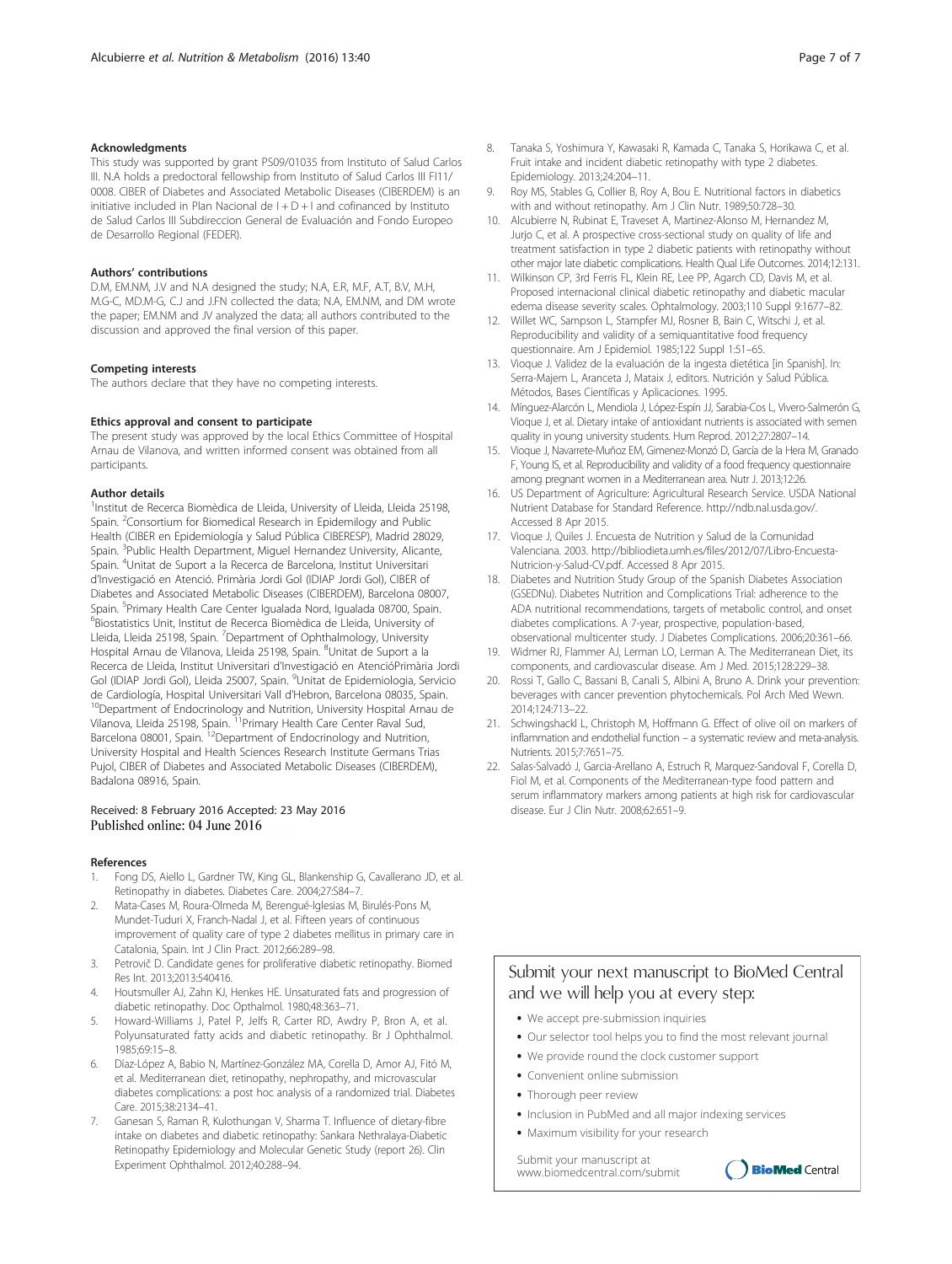## Acknowledgments

This study was supported by grant PS09/01035 from Instituto of Salud Carlos III. N.A holds a predoctoral fellowship from Instituto of Salud Carlos III FI11/0008. CIBER of Diabetes and Associated Metabolic Diseases (CIBERDEM) is an initiative included in Plan Nacional de I + D + I and cofinanced by Instituto de Salud Carlos III Subdireccion General de Evaluación and Fondo Europeo de Desarrollo Regional (FEDER).

## Authors' contributions

D.M, EM.NM, J.V and N.A designed the study; N.A, E.R, M.F, A.T, B.V, M.H, M.G-C, MD.M-G, C.J and J.FN collected the data; N.A, EM.NM, and DM wrote the paper; EM.NM and JV analyzed the data; all authors contributed to the discussion and approved the final version of this paper.

## Competing interests

The authors declare that they have no competing interests.

## Ethics approval and consent to participate

The present study was approved by the local Ethics Committee of Hospital Arnau de Vilanova, and written informed consent was obtained from all participants.

## Author details

[1]Institut de Recerca Biomèdica de Lleida, University of Lleida, Lleida 25198, Spain. [2]Consortium for Biomedical Research in Epidemiology and Public Health (CIBER en Epidemiología y Salud Pública CIBERESP), Madrid 28029, Spain. [3]Public Health Department, Miguel Hernandez University, Alicante, Spain. [4]Unitat de Suport a la Recerca de Barcelona, Institut Universitari d'Investigació en Atenció. Primària Jordi Gol (IDIAP Jordi Gol), CIBER of Diabetes and Associated Metabolic Diseases (CIBERDEM), Barcelona 08007, Spain. [5]Primary Health Care Center Igualada Nord, Igualada 08700, Spain. [6]Biostatistics Unit, Institut de Recerca Biomèdica de Lleida, University of Lleida, Lleida 25198, Spain. [7]Department of Ophthalmology, University Hospital Arnau de Vilanova, Lleida 25198, Spain. [8]Unitat de Suport a la Recerca de Lleida, Institut Universitari d'Investigació en AtencióPrimària Jordi Gol (IDIAP Jordi Gol), Lleida 25007, Spain. [9]Unitat de Epidemiologia, Servicio de Cardiología, Hospital Universitari Vall d'Hebron, Barcelona 08035, Spain. [10]Department of Endocrinology and Nutrition, University Hospital Arnau de Vilanova, Lleida 25198, Spain. [11]Primary Health Care Center Raval Sud, Barcelona 08001, Spain. [12]Department of Endocrinology and Nutrition, University Hospital and Health Sciences Research Institute Germans Trias Pujol, CIBER of Diabetes and Associated Metabolic Diseases (CIBERDEM), Badalona 08916, Spain.

Received: 8 February 2016 Accepted: 23 May 2016
Published online: 04 June 2016

## References

1. Fong DS, Aiello L, Gardner TW, King GL, Blankenship G, Cavallerano JD, et al. Retinopathy in diabetes. Diabetes Care. 2004;27:S84–7.
2. Mata-Cases M, Roura-Olmeda M, Berengué-Iglesias M, Birulés-Pons M, Mundet-Tuduri X, Franch-Nadal J, et al. Fifteen years of continuous improvement of quality care of type 2 diabetes mellitus in primary care in Catalonia, Spain. Int J Clin Pract. 2012;66:289–98.
3. Petrovič D. Candidate genes for proliferative diabetic retinopathy. Biomed Res Int. 2013;2013:540416.
4. Houtsmuller AJ, Zahn KJ, Henkes HE. Unsaturated fats and progression of diabetic retinopathy. Doc Opthalmol. 1980;48:363–71.
5. Howard-Williams J, Patel P, Jelfs R, Carter RD, Awdry P, Bron A, et al. Polyunsaturated fatty acids and diabetic retinopathy. Br J Ophthalmol. 1985;69:15–8.
6. Díaz-López A, Babio N, Martínez-González MA, Corella D, Amor AJ, Fitó M, et al. Mediterranean diet, retinopathy, nephropathy, and microvascular diabetes complications: a post hoc analysis of a randomized trial. Diabetes Care. 2015;38:2134–41.
7. Ganesan S, Raman R, Kulothungan V, Sharma T. Influence of dietary-fibre intake on diabetes and diabetic retinopathy: Sankara Nethralaya-Diabetic Retinopathy Epidemiology and Molecular Genetic Study (report 26). Clin Experiment Ophthalmol. 2012;40:288–94.
8. Tanaka S, Yoshimura Y, Kawasaki R, Kamada C, Tanaka S, Horikawa C, et al. Fruit intake and incident diabetic retinopathy with type 2 diabetes. Epidemiology. 2013;24:204–11.
9. Roy MS, Stables G, Collier B, Roy A, Bou E. Nutritional factors in diabetics with and without retinopathy. Am J Clin Nutr. 1989;50:728–30.
10. Alcubierre N, Rubinat E, Traveset A, Martinez-Alonso M, Hernandez M, Jurjo C, et al. A prospective cross-sectional study on quality of life and treatment satisfaction in type 2 diabetic patients with retinopathy without other major late diabetic complications. Health Qual Life Outcomes. 2014;12:131.
11. Wilkinson CP, 3rd Ferris FL, Klein RE, Lee PP, Agarch CD, Davis M, et al. Proposed internacional clinical diabetic retinopathy and diabetic macular edema disease severity scales. Ophtalmology. 2003;110 Suppl 9:1677–82.
12. Willet WC, Sampson L, Stampfer MJ, Rosner B, Bain C, Witschi J, et al. Reproducibility and validity of a semiquantitative food frequency questionnaire. Am J Epidemiol. 1985;122 Suppl 1:51–65.
13. Vioque J. Validez de la evaluación de la ingesta dietética [in Spanish]. In: Serra-Majem L, Aranceta J, Mataix J, editors. Nutrición y Salud Pública. Métodos, Bases Científicas y Aplicaciones. 1995.
14. Mínguez-Alarcón L, Mendiola J, López-Espín JJ, Sarabia-Cos L, Vivero-Salmerón G, Vioque J, et al. Dietary intake of antioxidant nutrients is associated with semen quality in young university students. Hum Reprod. 2012;27:2807–14.
15. Vioque J, Navarrete-Muñoz EM, Gimenez-Monzó D, García de la Hera M, Granado F, Young IS, et al. Reproducibility and validity of a food frequency questionnaire among pregnant women in a Mediterranean area. Nutr J. 2013;12:26.
16. US Department of Agriculture: Agricultural Research Service. USDA National Nutrient Database for Standard Reference. http://ndb.nal.usda.gov/. Accessed 8 Apr 2015.
17. Vioque J, Quiles J. Encuesta de Nutrition y Salud de la Comunidad Valenciana. 2003. http://bibliodieta.umh.es/files/2012/07/Libro-Encuesta-Nutricion-y-Salud-CV.pdf. Accessed 8 Apr 2015.
18. Diabetes and Nutrition Study Group of the Spanish Diabetes Association (GSEDNu). Diabetes Nutrition and Complications Trial: adherence to the ADA nutritional recommendations, targets of metabolic control, and onset diabetes complications. A 7-year, prospective, population-based, observational multicenter study. J Diabetes Complications. 2006;20:361–66.
19. Widmer RJ, Flammer AJ, Lerman LO, Lerman A. The Mediterranean Diet, its components, and cardiovascular disease. Am J Med. 2015;128:229–38.
20. Rossi T, Gallo C, Bassani B, Canali S, Albini A, Bruno A. Drink your prevention: beverages with cancer prevention phytochemicals. Pol Arch Med Wewn. 2014;124:713–22.
21. Schwingshackl L, Christoph M, Hoffmann G. Effect of olive oil on markers of inflammation and endothelial function – a systematic review and meta-analysis. Nutrients. 2015;7:7651–75.
22. Salas-Salvadó J, Garcia-Arellano A, Estruch R, Marquez-Sandoval F, Corella D, Fiol M, et al. Components of the Mediterranean-type food pattern and serum inflammatory markers among patients at high risk for cardiovascular disease. Eur J Clin Nutr. 2008;62:651–9.